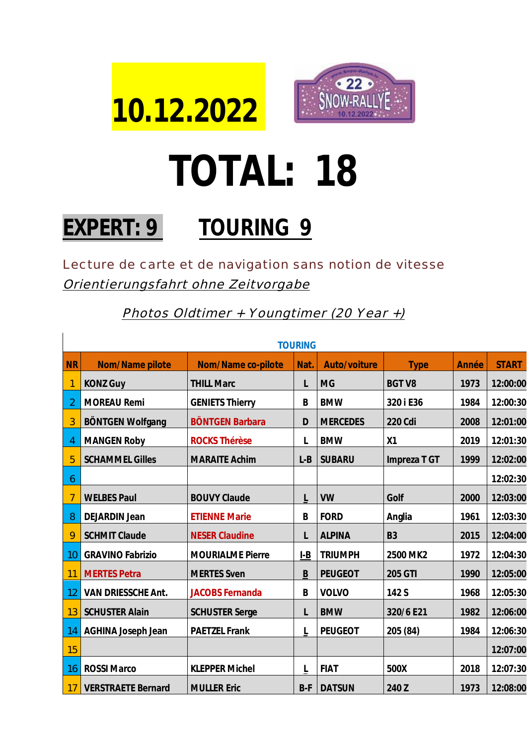# 10.12.2022

# TOTAL: 18

## EXPERT: 9 TOURING 9

Lecture de carte et de navigation sans notion de vitesse

*Orientierungsfahrt ohne Zeitvorgabe*

*Photos Oldtimer + Youngtimer (20 Year +)*

| TOURING | | | | | | | |
|---|---|---|---|---|---|---|---|
| NR | Nom/Name pilote | Nom/Name co-pilote | Nat. | Auto/voiture | Type | Année | START |
| 1 | KONZ Guy | THILL Marc | L | MG | BGT V8 | 1973 | 12:00:00 |
| 2 | MOREAU Remi | GENIETS Thierry | B | BMW | 320 i E36 | 1984 | 12:00:30 |
| 3 | BÖNTGEN Wolfgang | BÖNTGEN Barbara | D | MERCEDES | 220 Cdi | 2008 | 12:01:00 |
| 4 | MANGEN Roby | ROCKS Thérèse | L | BMW | X1 | 2019 | 12:01:30 |
| 5 | SCHAMMEL Gilles | MARAITE Achim | L-B | SUBARU | Impreza T GT | 1999 | 12:02:00 |
| 6 | | | | | | | 12:02:30 |
| 7 | WELBES Paul | BOUVY Claude | L | VW | Golf | 2000 | 12:03:00 |
| 8 | DEJARDIN Jean | ETIENNE Marie | B | FORD | Anglia | 1961 | 12:03:30 |
| 9 | SCHMIT Claude | NESER Claudine | L | ALPINA | B3 | 2015 | 12:04:00 |
| 10 | GRAVINO Fabrizio | MOURIALME Pierre | I-B | TRIUMPH | 2500 MK2 | 1972 | 12:04:30 |
| 11 | MERTES Petra | MERTES Sven | B | PEUGEOT | 205 GTI | 1990 | 12:05:00 |
| 12 | VAN DRIESSCHE Ant. | JACOBS Fernanda | B | VOLVO | 142 S | 1968 | 12:05:30 |
| 13 | SCHUSTER Alain | SCHUSTER Serge | L | BMW | 320/6 E21 | 1982 | 12:06:00 |
| 14 | AGHINA Joseph Jean | PAETZEL Frank | L | PEUGEOT | 205 (84) | 1984 | 12:06:30 |
| 15 | | | | | | | 12:07:00 |
| 16 | ROSSI Marco | KLEPPER Michel | L | FIAT | 500X | 2018 | 12:07:30 |
| 17 | VERSTRAETE Bernard | MULLER Eric | B-F | DATSUN | 240 Z | 1973 | 12:08:00 |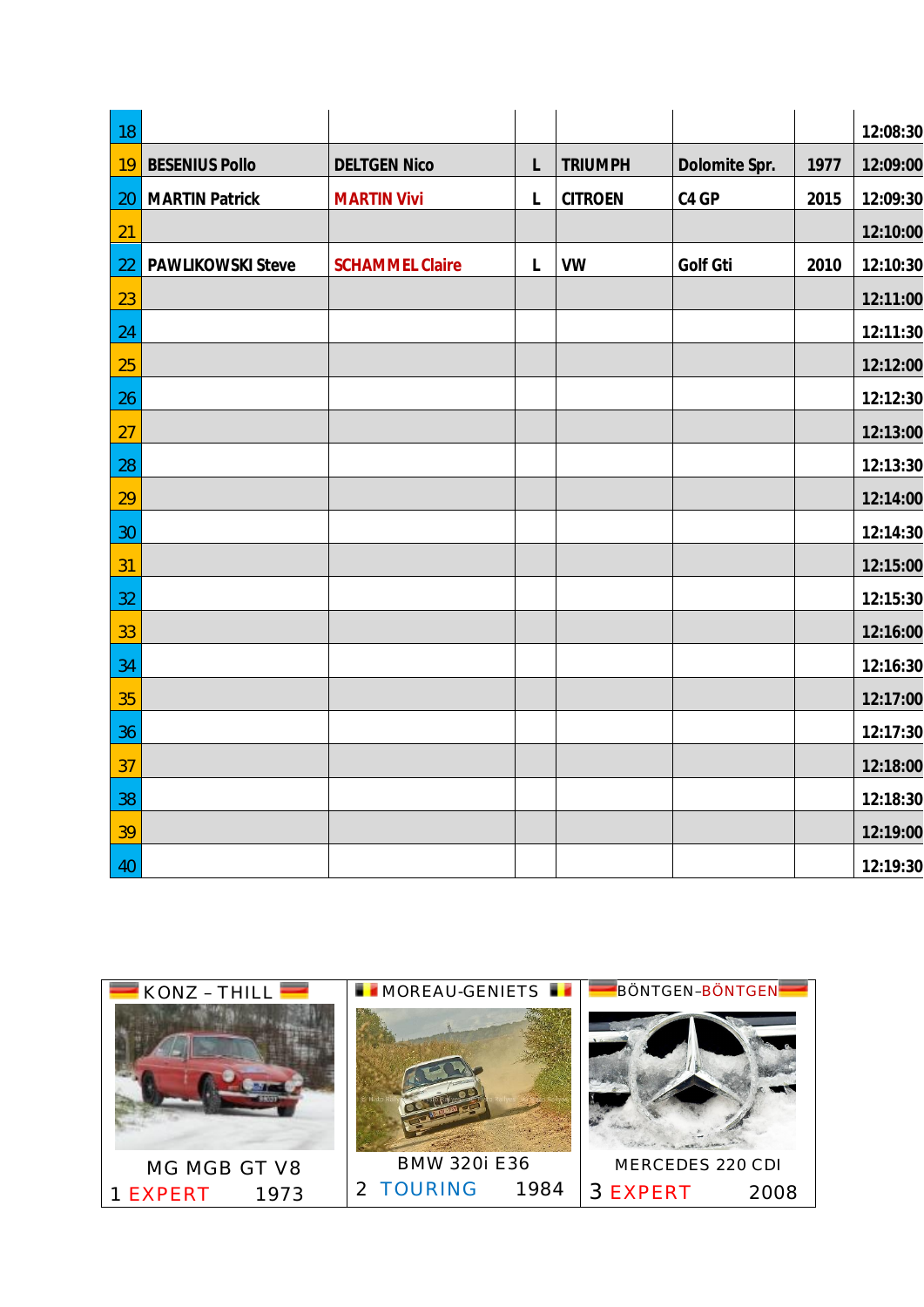| | | | | | | | |
|---|---|---|---|---|---|---|---|
| 18 | | | | | | | 12:08:30 |
| 19 | **BESENIUS Pollo** | **DELTGEN Nico** | **L** | **TRIUMPH** | **Dolomite Spr.** | **1977** | **12:09:00** |
| 20 | **MARTIN Patrick** | **MARTIN Vivi** | **L** | **CITROEN** | **C4 GP** | **2015** | **12:09:30** |
| 21 | | | | | | | 12:10:00 |
| 22 | **PAWLIKOWSKI Steve** | **SCHAMMEL Claire** | **L** | **VW** | **Golf Gti** | **2010** | **12:10:30** |
| 23 | | | | | | | 12:11:00 |
| 24 | | | | | | | 12:11:30 |
| 25 | | | | | | | 12:12:00 |
| 26 | | | | | | | 12:12:30 |
| 27 | | | | | | | 12:13:00 |
| 28 | | | | | | | 12:13:30 |
| 29 | | | | | | | 12:14:00 |
| 30 | | | | | | | 12:14:30 |
| 31 | | | | | | | 12:15:00 |
| 32 | | | | | | | 12:15:30 |
| 33 | | | | | | | 12:16:00 |
| 34 | | | | | | | 12:16:30 |
| 35 | | | | | | | 12:17:00 |
| 36 | | | | | | | 12:17:30 |
| 37 | | | | | | | 12:18:00 |
| 38 | | | | | | | 12:18:30 |
| 39 | | | | | | | 12:19:00 |
| 40 | | | | | | | 12:19:30 |

| KONZ – THILL | MOREAU-GENIETS | BÖNTGEN-BÖNTGEN |
|---|---|---|
| MG MGB GT V8 | BMW 320i E36 | MERCEDES 220 CDI |
| 1 EXPERT 1973 | 2 TOURING 1984 | 3 EXPERT 2008 |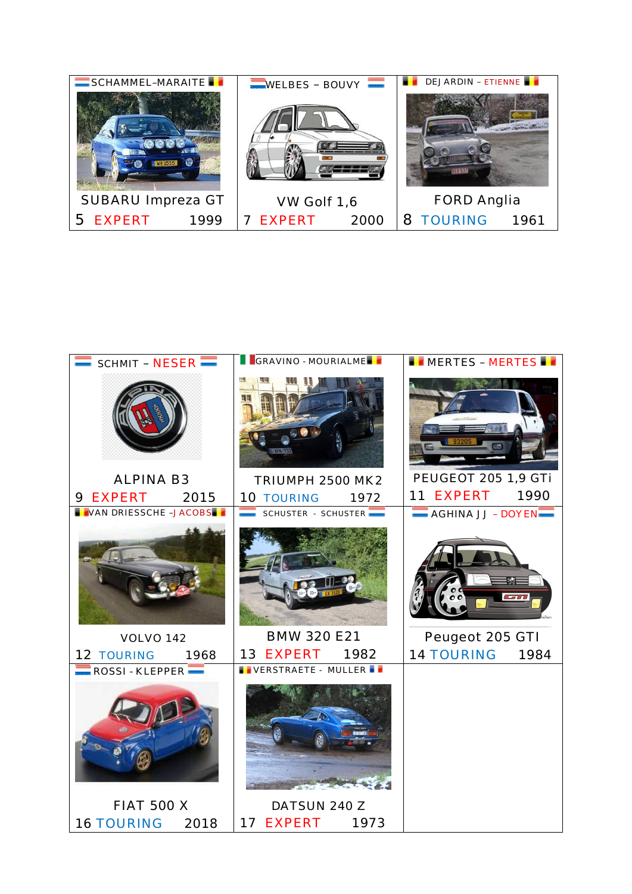| SCHAMMEL–MARAITE | WELBES – BOUVY | DEJARDIN – ETIENNE |
| --- | --- | --- |
| SUBARU Impreza GT | VW Golf 1,6 | FORD Anglia |
| 5 EXPERT 1999 | 7 EXPERT 2000 | 8 TOURING 1961 |

| SCHMIT – NESER | GRAVINO - MOURIALME | MERTES – MERTES |
| --- | --- | --- |
| ALPINA B3 | TRIUMPH 2500 MK2 | PEUGEOT 205 1,9 GTi |
| 9 EXPERT 2015 | 10 TOURING 1972 | 11 EXPERT 1990 |
| VAN DRIESSCHE – JACOBS | SCHUSTER - SCHUSTER | AGHINA J J – DOYEN |
| VOLVO 142 | BMW 320 E21 | Peugeot 205 GTI |
| 12 TOURING 1968 | 13 EXPERT 1982 | 14 TOURING 1984 |
| ROSSI - KLEPPER | VERSTRAETE - MULLER | |
| FIAT 500 X | DATSUN 240 Z | |
| 16 TOURING 2018 | 17 EXPERT 1973 | |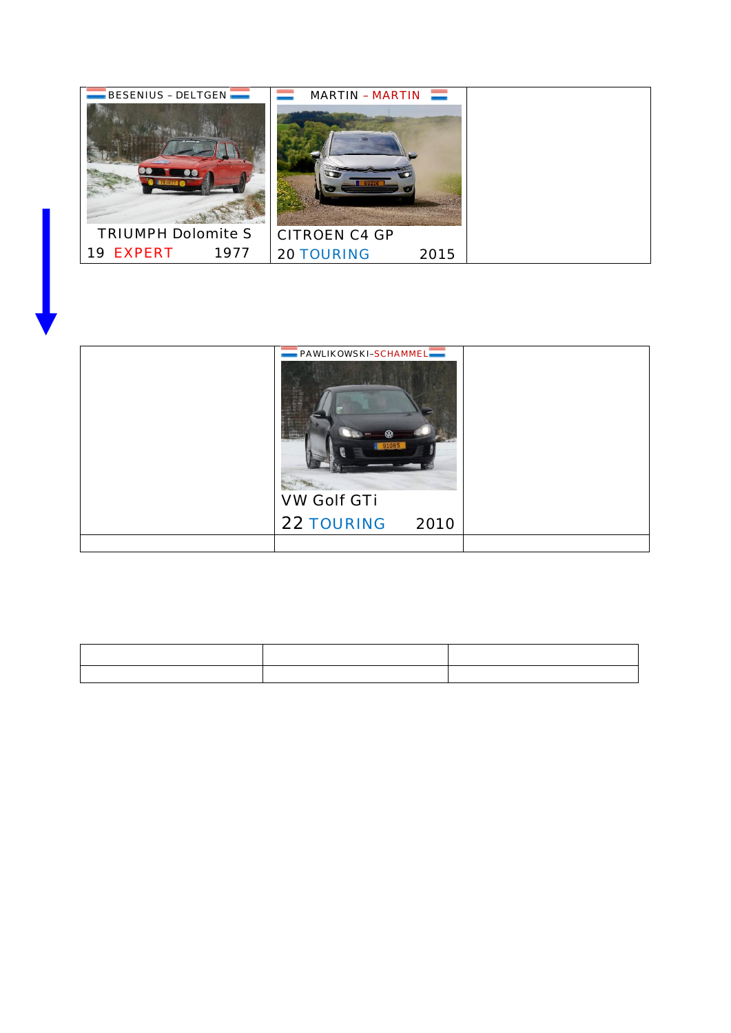| | | |
|---|---|---|
| BESENIUS – DELTGEN<br>TRIUMPH Dolomite S<br>19 EXPERT 1977 | MARTIN – MARTIN<br>CITROEN C4 GP<br>20 TOURING 2015 | |

| | | |
|---|---|---|
| | PAWLIKOWSKI–SCHAMMEL<br>VW Golf GTi<br>22 TOURING 2010 | |
| | | |

| | | |
|---|---|---|
| | | |
| | | |